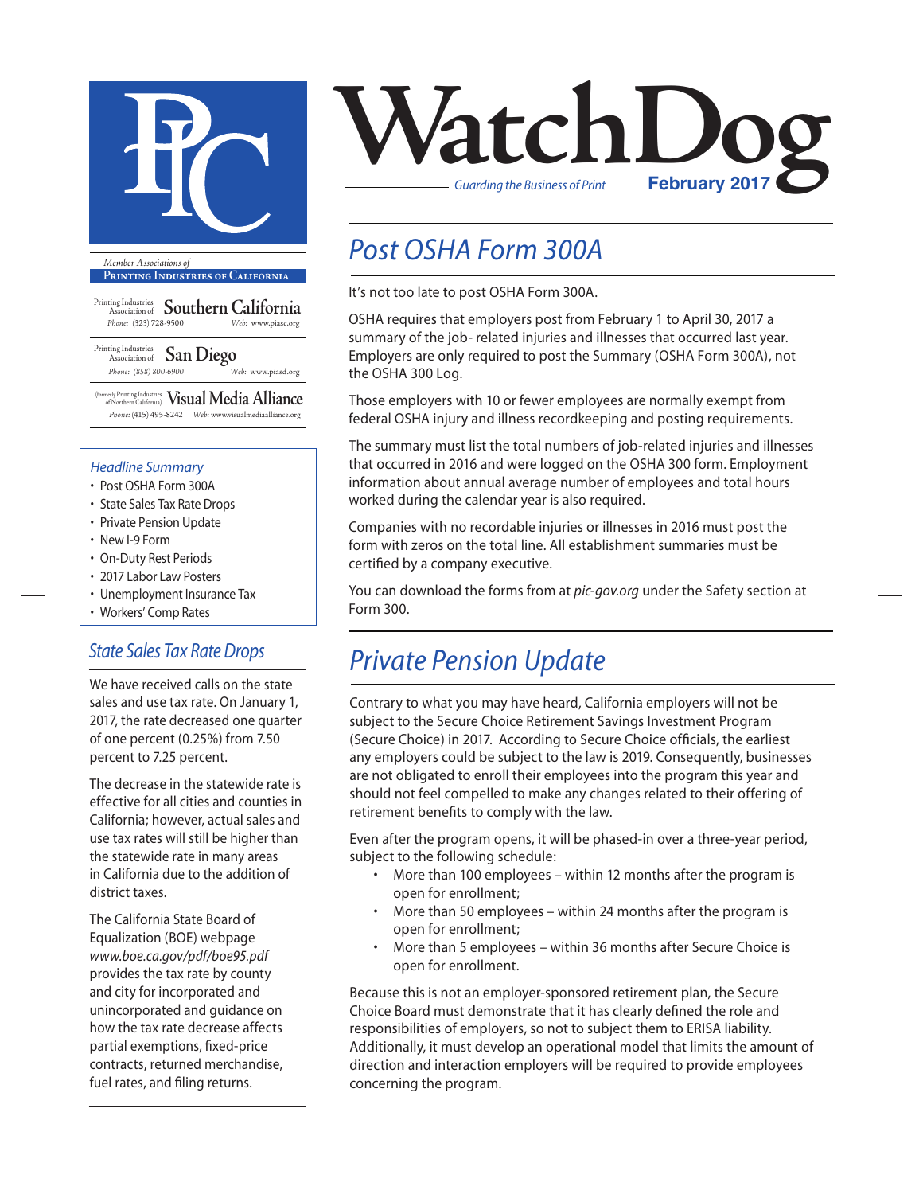# WatchDog

*Guarding the Business of Print* **February 2017**

*Member Associations of*

**Printing Industries of California**

Printing Industries Association of **Southern California**
Phone: (323) 728-9500 Web: www.piasc.org

Printing Industries Association of **San Diego**
Phone: (858) 800-6900 Web: www.piasd.org

(formerly Printing Industries of Northern California) **Visual Media Alliance**
Phone: (415) 495-8242 Web: www.visualmediaalliance.org

*Headline Summary*

- Post OSHA Form 300A
- State Sales Tax Rate Drops
- Private Pension Update
- New I-9 Form
- On-Duty Rest Periods
- 2017 Labor Law Posters
- Unemployment Insurance Tax
- Workers' Comp Rates

## *State Sales Tax Rate Drops*

We have received calls on the state sales and use tax rate. On January 1, 2017, the rate decreased one quarter of one percent (0.25%) from 7.50 percent to 7.25 percent.

The decrease in the statewide rate is effective for all cities and counties in California; however, actual sales and use tax rates will still be higher than the statewide rate in many areas in California due to the addition of district taxes.

The California State Board of Equalization (BOE) webpage *www.boe.ca.gov/pdf/boe95.pdf* provides the tax rate by county and city for incorporated and unincorporated and guidance on how the tax rate decrease affects partial exemptions, fixed-price contracts, returned merchandise, fuel rates, and filing returns.

## *Post OSHA Form 300A*

It's not too late to post OSHA Form 300A.

OSHA requires that employers post from February 1 to April 30, 2017 a summary of the job- related injuries and illnesses that occurred last year. Employers are only required to post the Summary (OSHA Form 300A), not the OSHA 300 Log.

Those employers with 10 or fewer employees are normally exempt from federal OSHA injury and illness recordkeeping and posting requirements.

The summary must list the total numbers of job-related injuries and illnesses that occurred in 2016 and were logged on the OSHA 300 form. Employment information about annual average number of employees and total hours worked during the calendar year is also required.

Companies with no recordable injuries or illnesses in 2016 must post the form with zeros on the total line. All establishment summaries must be certified by a company executive.

You can download the forms from at *pic-gov.org* under the Safety section at Form 300.

## *Private Pension Update*

Contrary to what you may have heard, California employers will not be subject to the Secure Choice Retirement Savings Investment Program (Secure Choice) in 2017. According to Secure Choice officials, the earliest any employers could be subject to the law is 2019. Consequently, businesses are not obligated to enroll their employees into the program this year and should not feel compelled to make any changes related to their offering of retirement benefits to comply with the law.

Even after the program opens, it will be phased-in over a three-year period, subject to the following schedule:

- More than 100 employees – within 12 months after the program is open for enrollment;
- More than 50 employees – within 24 months after the program is open for enrollment;
- More than 5 employees – within 36 months after Secure Choice is open for enrollment.

Because this is not an employer-sponsored retirement plan, the Secure Choice Board must demonstrate that it has clearly defined the role and responsibilities of employers, so not to subject them to ERISA liability. Additionally, it must develop an operational model that limits the amount of direction and interaction employers will be required to provide employees concerning the program.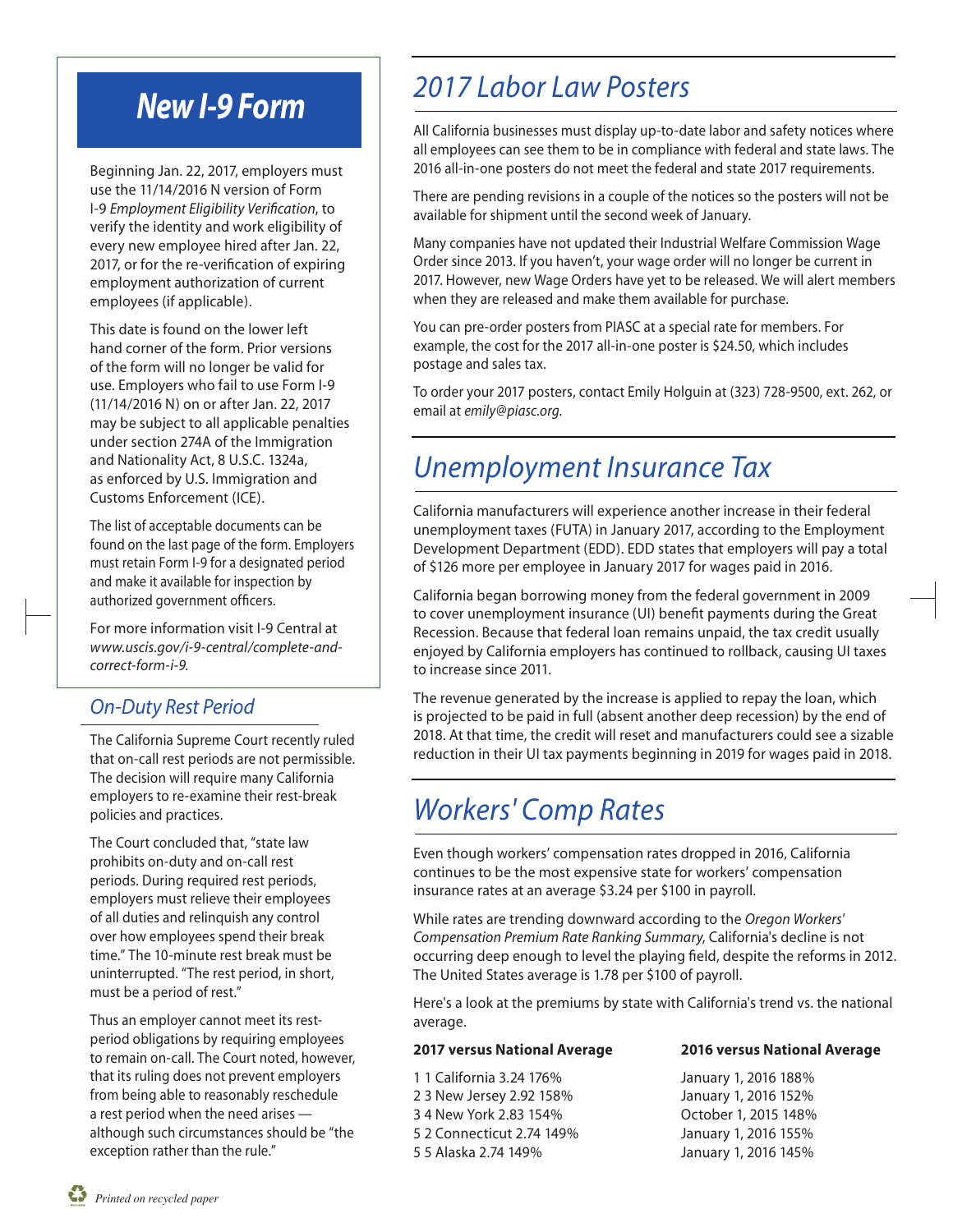## New I-9 Form

Beginning Jan. 22, 2017, employers must use the 11/14/2016 N version of Form I-9 *Employment Eligibility Verification*, to verify the identity and work eligibility of every new employee hired after Jan. 22, 2017, or for the re-verification of expiring employment authorization of current employees (if applicable).

This date is found on the lower left hand corner of the form. Prior versions of the form will no longer be valid for use. Employers who fail to use Form I-9 (11/14/2016 N) on or after Jan. 22, 2017 may be subject to all applicable penalties under section 274A of the Immigration and Nationality Act, 8 U.S.C. 1324a, as enforced by U.S. Immigration and Customs Enforcement (ICE).

The list of acceptable documents can be found on the last page of the form. Employers must retain Form I-9 for a designated period and make it available for inspection by authorized government officers.

For more information visit I-9 Central at *www.uscis.gov/i-9-central/complete-and-correct-form-i-9*.

### On-Duty Rest Period

The California Supreme Court recently ruled that on-call rest periods are not permissible. The decision will require many California employers to re-examine their rest-break policies and practices.

The Court concluded that, "state law prohibits on-duty and on-call rest periods. During required rest periods, employers must relieve their employees of all duties and relinquish any control over how employees spend their break time." The 10-minute rest break must be uninterrupted. "The rest period, in short, must be a period of rest."

Thus an employer cannot meet its rest-period obligations by requiring employees to remain on-call. The Court noted, however, that its ruling does not prevent employers from being able to reasonably reschedule a rest period when the need arises — although such circumstances should be "the exception rather than the rule."

## 2017 Labor Law Posters

All California businesses must display up-to-date labor and safety notices where all employees can see them to be in compliance with federal and state laws. The 2016 all-in-one posters do not meet the federal and state 2017 requirements.

There are pending revisions in a couple of the notices so the posters will not be available for shipment until the second week of January.

Many companies have not updated their Industrial Welfare Commission Wage Order since 2013. If you haven't, your wage order will no longer be current in 2017. However, new Wage Orders have yet to be released. We will alert members when they are released and make them available for purchase.

You can pre-order posters from PIASC at a special rate for members. For example, the cost for the 2017 all-in-one poster is $24.50, which includes postage and sales tax.

To order your 2017 posters, contact Emily Holguin at (323) 728-9500, ext. 262, or email at *emily@piasc.org*.

## Unemployment Insurance Tax

California manufacturers will experience another increase in their federal unemployment taxes (FUTA) in January 2017, according to the Employment Development Department (EDD). EDD states that employers will pay a total of $126 more per employee in January 2017 for wages paid in 2016.

California began borrowing money from the federal government in 2009 to cover unemployment insurance (UI) benefit payments during the Great Recession. Because that federal loan remains unpaid, the tax credit usually enjoyed by California employers has continued to rollback, causing UI taxes to increase since 2011.

The revenue generated by the increase is applied to repay the loan, which is projected to be paid in full (absent another deep recession) by the end of 2018. At that time, the credit will reset and manufacturers could see a sizable reduction in their UI tax payments beginning in 2019 for wages paid in 2018.

## Workers' Comp Rates

Even though workers' compensation rates dropped in 2016, California continues to be the most expensive state for workers' compensation insurance rates at an average $3.24 per $100 in payroll.

While rates are trending downward according to the *Oregon Workers' Compensation Premium Rate Ranking Summary*, California's decline is not occurring deep enough to level the playing field, despite the reforms in 2012. The United States average is 1.78 per $100 of payroll.

Here's a look at the premiums by state with California's trend vs. the national average.

| **2017 versus National Average** | **2016 versus National Average** |
| --- | --- |
| 1 1 California 3.24 176% | January 1, 2016 188% |
| 2 3 New Jersey 2.92 158% | January 1, 2016 152% |
| 3 4 New York 2.83 154% | October 1, 2015 148% |
| 5 2 Connecticut 2.74 149% | January 1, 2016 155% |
| 5 5 Alaska 2.74 149% | January 1, 2016 145% |

*Printed on recycled paper*